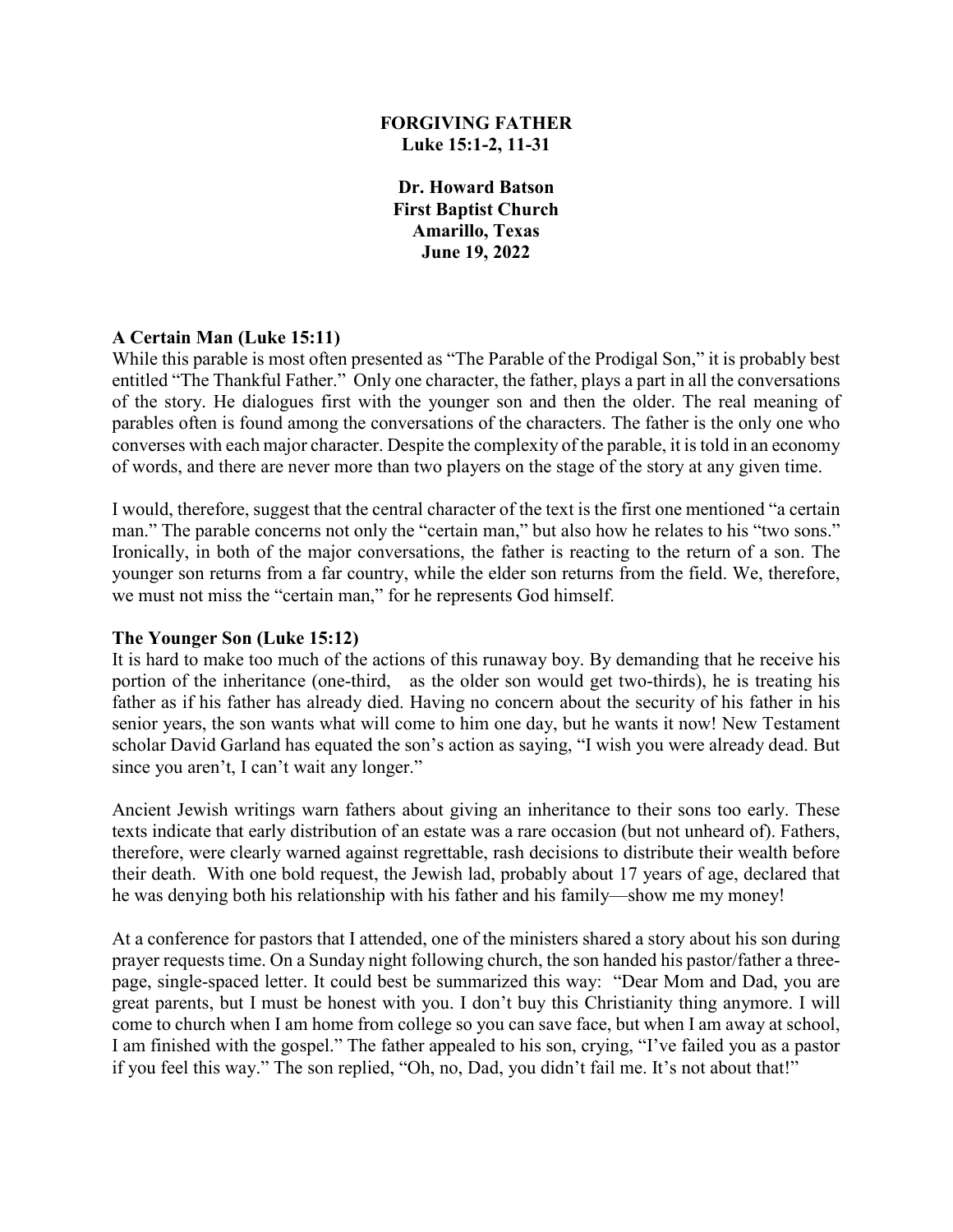**FORGIVING FATHER**
**Luke 15:1-2, 11-31**

**Dr. Howard Batson**
**First Baptist Church**
**Amarillo, Texas**
**June 19, 2022**

### A Certain Man (Luke 15:11)

While this parable is most often presented as "The Parable of the Prodigal Son," it is probably best entitled "The Thankful Father." Only one character, the father, plays a part in all the conversations of the story. He dialogues first with the younger son and then the older. The real meaning of parables often is found among the conversations of the characters. The father is the only one who converses with each major character. Despite the complexity of the parable, it is told in an economy of words, and there are never more than two players on the stage of the story at any given time.

I would, therefore, suggest that the central character of the text is the first one mentioned "a certain man." The parable concerns not only the "certain man," but also how he relates to his "two sons." Ironically, in both of the major conversations, the father is reacting to the return of a son. The younger son returns from a far country, while the elder son returns from the field. We, therefore, we must not miss the "certain man," for he represents God himself.

### The Younger Son (Luke 15:12)

It is hard to make too much of the actions of this runaway boy. By demanding that he receive his portion of the inheritance (one-third, as the older son would get two-thirds), he is treating his father as if his father has already died. Having no concern about the security of his father in his senior years, the son wants what will come to him one day, but he wants it now! New Testament scholar David Garland has equated the son's action as saying, "I wish you were already dead. But since you aren't, I can't wait any longer."

Ancient Jewish writings warn fathers about giving an inheritance to their sons too early. These texts indicate that early distribution of an estate was a rare occasion (but not unheard of). Fathers, therefore, were clearly warned against regrettable, rash decisions to distribute their wealth before their death. With one bold request, the Jewish lad, probably about 17 years of age, declared that he was denying both his relationship with his father and his family—show me my money!

At a conference for pastors that I attended, one of the ministers shared a story about his son during prayer requests time. On a Sunday night following church, the son handed his pastor/father a three-page, single-spaced letter. It could best be summarized this way: "Dear Mom and Dad, you are great parents, but I must be honest with you. I don't buy this Christianity thing anymore. I will come to church when I am home from college so you can save face, but when I am away at school, I am finished with the gospel." The father appealed to his son, crying, "I've failed you as a pastor if you feel this way." The son replied, "Oh, no, Dad, you didn't fail me. It's not about that!"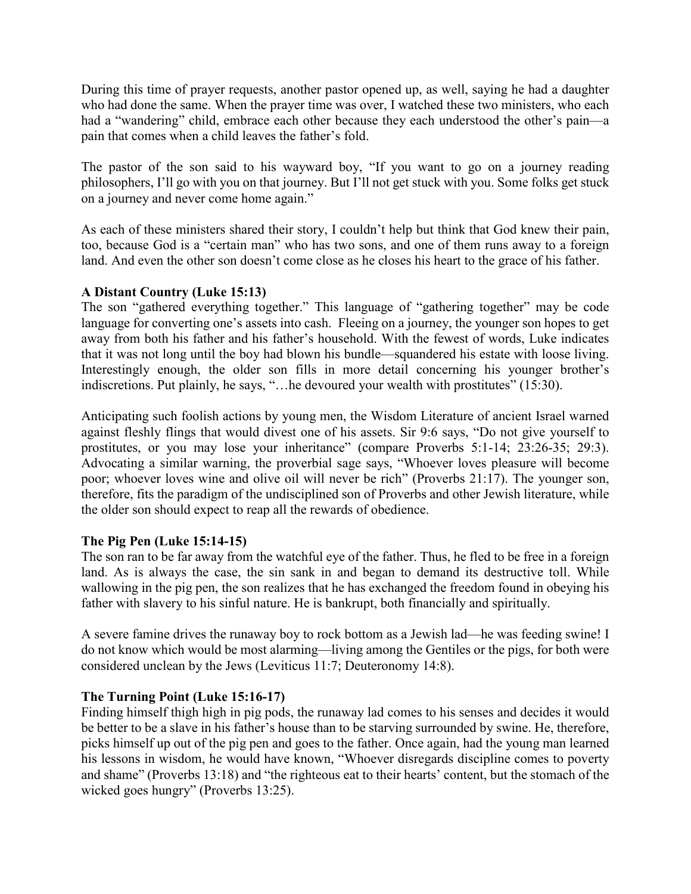During this time of prayer requests, another pastor opened up, as well, saying he had a daughter who had done the same. When the prayer time was over, I watched these two ministers, who each had a "wandering" child, embrace each other because they each understood the other's pain—a pain that comes when a child leaves the father's fold.

The pastor of the son said to his wayward boy, "If you want to go on a journey reading philosophers, I'll go with you on that journey. But I'll not get stuck with you. Some folks get stuck on a journey and never come home again."

As each of these ministers shared their story, I couldn't help but think that God knew their pain, too, because God is a "certain man" who has two sons, and one of them runs away to a foreign land. And even the other son doesn't come close as he closes his heart to the grace of his father.

**A Distant Country (Luke 15:13)**

The son "gathered everything together." This language of "gathering together" may be code language for converting one's assets into cash. Fleeing on a journey, the younger son hopes to get away from both his father and his father's household. With the fewest of words, Luke indicates that it was not long until the boy had blown his bundle—squandered his estate with loose living. Interestingly enough, the older son fills in more detail concerning his younger brother's indiscretions. Put plainly, he says, "…he devoured your wealth with prostitutes" (15:30).

Anticipating such foolish actions by young men, the Wisdom Literature of ancient Israel warned against fleshly flings that would divest one of his assets. Sir 9:6 says, "Do not give yourself to prostitutes, or you may lose your inheritance" (compare Proverbs 5:1-14; 23:26-35; 29:3). Advocating a similar warning, the proverbial sage says, "Whoever loves pleasure will become poor; whoever loves wine and olive oil will never be rich" (Proverbs 21:17). The younger son, therefore, fits the paradigm of the undisciplined son of Proverbs and other Jewish literature, while the older son should expect to reap all the rewards of obedience.

**The Pig Pen (Luke 15:14-15)**

The son ran to be far away from the watchful eye of the father. Thus, he fled to be free in a foreign land. As is always the case, the sin sank in and began to demand its destructive toll. While wallowing in the pig pen, the son realizes that he has exchanged the freedom found in obeying his father with slavery to his sinful nature. He is bankrupt, both financially and spiritually.

A severe famine drives the runaway boy to rock bottom as a Jewish lad—he was feeding swine! I do not know which would be most alarming—living among the Gentiles or the pigs, for both were considered unclean by the Jews (Leviticus 11:7; Deuteronomy 14:8).

**The Turning Point (Luke 15:16-17)**

Finding himself thigh high in pig pods, the runaway lad comes to his senses and decides it would be better to be a slave in his father's house than to be starving surrounded by swine. He, therefore, picks himself up out of the pig pen and goes to the father. Once again, had the young man learned his lessons in wisdom, he would have known, "Whoever disregards discipline comes to poverty and shame" (Proverbs 13:18) and "the righteous eat to their hearts' content, but the stomach of the wicked goes hungry" (Proverbs 13:25).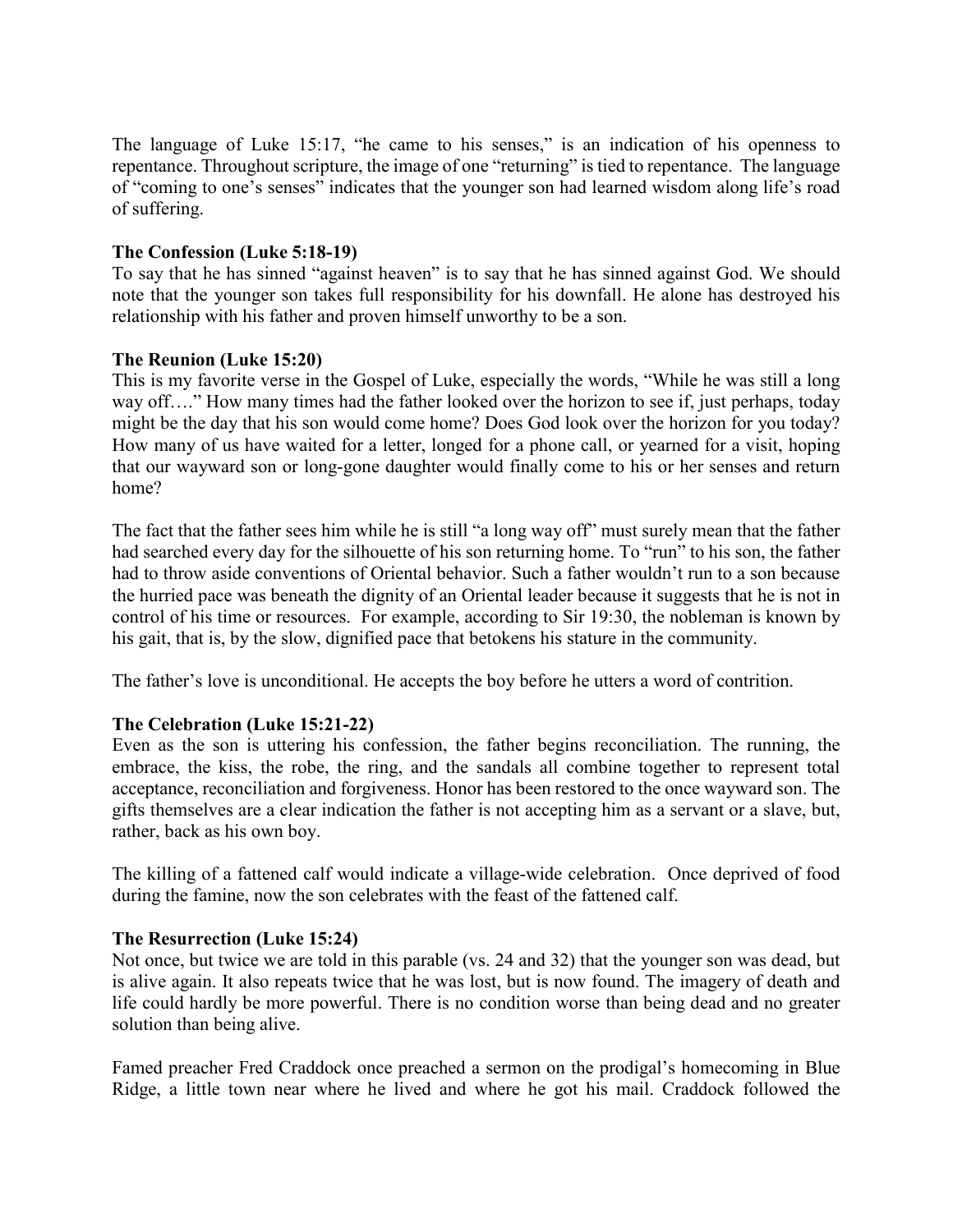The language of Luke 15:17, "he came to his senses," is an indication of his openness to repentance. Throughout scripture, the image of one "returning" is tied to repentance. The language of "coming to one's senses" indicates that the younger son had learned wisdom along life's road of suffering.

**The Confession (Luke 5:18-19)**
To say that he has sinned "against heaven" is to say that he has sinned against God. We should note that the younger son takes full responsibility for his downfall. He alone has destroyed his relationship with his father and proven himself unworthy to be a son.

**The Reunion (Luke 15:20)**
This is my favorite verse in the Gospel of Luke, especially the words, "While he was still a long way off…." How many times had the father looked over the horizon to see if, just perhaps, today might be the day that his son would come home? Does God look over the horizon for you today? How many of us have waited for a letter, longed for a phone call, or yearned for a visit, hoping that our wayward son or long-gone daughter would finally come to his or her senses and return home?

The fact that the father sees him while he is still "a long way off" must surely mean that the father had searched every day for the silhouette of his son returning home. To "run" to his son, the father had to throw aside conventions of Oriental behavior. Such a father wouldn't run to a son because the hurried pace was beneath the dignity of an Oriental leader because it suggests that he is not in control of his time or resources. For example, according to Sir 19:30, the nobleman is known by his gait, that is, by the slow, dignified pace that betokens his stature in the community.

The father's love is unconditional. He accepts the boy before he utters a word of contrition.

**The Celebration (Luke 15:21-22)**
Even as the son is uttering his confession, the father begins reconciliation. The running, the embrace, the kiss, the robe, the ring, and the sandals all combine together to represent total acceptance, reconciliation and forgiveness. Honor has been restored to the once wayward son. The gifts themselves are a clear indication the father is not accepting him as a servant or a slave, but, rather, back as his own boy.

The killing of a fattened calf would indicate a village-wide celebration. Once deprived of food during the famine, now the son celebrates with the feast of the fattened calf.

**The Resurrection (Luke 15:24)**
Not once, but twice we are told in this parable (vs. 24 and 32) that the younger son was dead, but is alive again. It also repeats twice that he was lost, but is now found. The imagery of death and life could hardly be more powerful. There is no condition worse than being dead and no greater solution than being alive.

Famed preacher Fred Craddock once preached a sermon on the prodigal's homecoming in Blue Ridge, a little town near where he lived and where he got his mail. Craddock followed the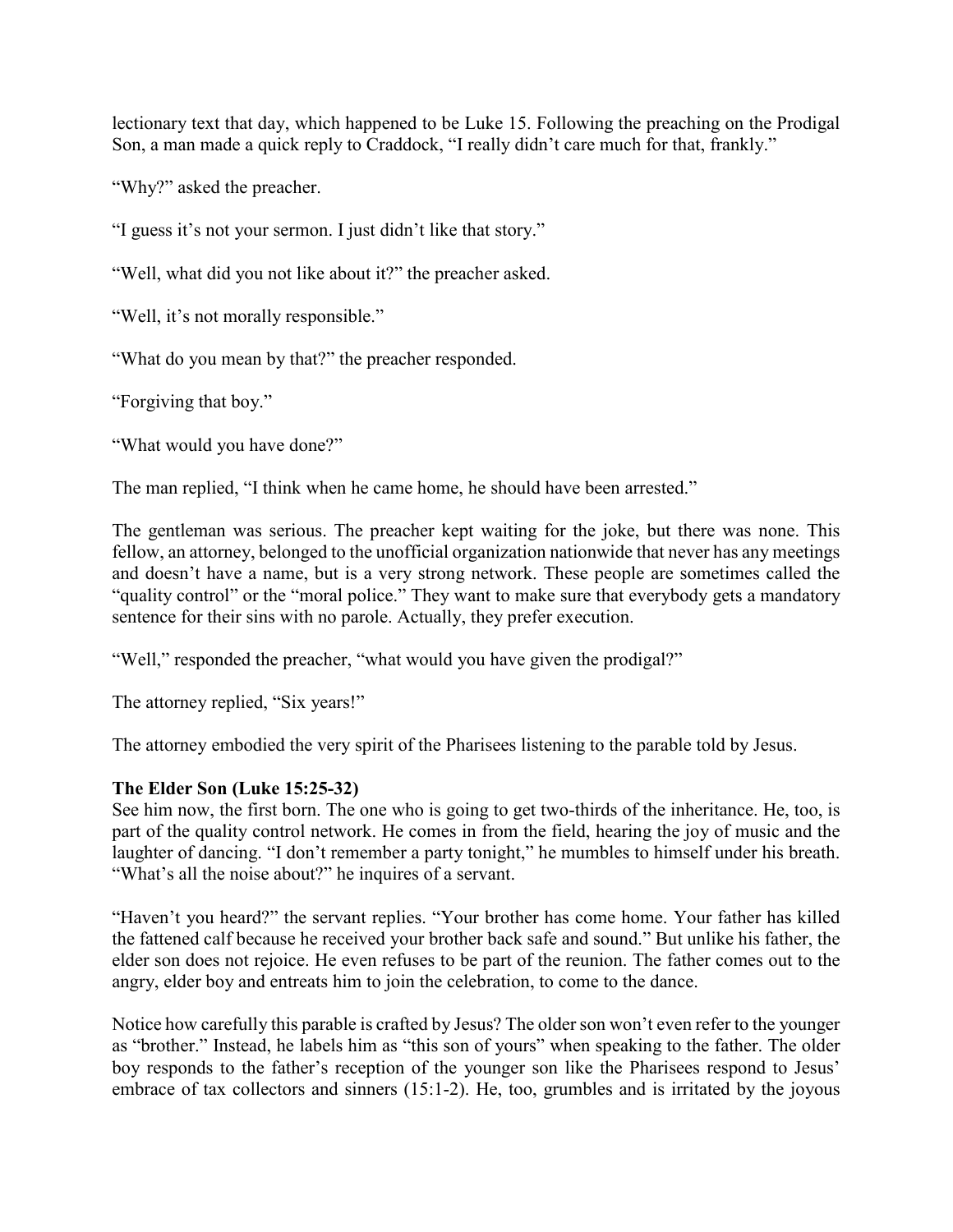lectionary text that day, which happened to be Luke 15. Following the preaching on the Prodigal Son, a man made a quick reply to Craddock, "I really didn't care much for that, frankly."

"Why?" asked the preacher.

"I guess it's not your sermon. I just didn't like that story."

"Well, what did you not like about it?" the preacher asked.

"Well, it's not morally responsible."

"What do you mean by that?" the preacher responded.

"Forgiving that boy."

"What would you have done?"

The man replied, "I think when he came home, he should have been arrested."

The gentleman was serious. The preacher kept waiting for the joke, but there was none. This fellow, an attorney, belonged to the unofficial organization nationwide that never has any meetings and doesn't have a name, but is a very strong network. These people are sometimes called the "quality control" or the "moral police." They want to make sure that everybody gets a mandatory sentence for their sins with no parole. Actually, they prefer execution.

"Well," responded the preacher, "what would you have given the prodigal?"

The attorney replied, "Six years!"

The attorney embodied the very spirit of the Pharisees listening to the parable told by Jesus.

**The Elder Son (Luke 15:25-32)**

See him now, the first born. The one who is going to get two-thirds of the inheritance. He, too, is part of the quality control network. He comes in from the field, hearing the joy of music and the laughter of dancing. "I don't remember a party tonight," he mumbles to himself under his breath. "What's all the noise about?" he inquires of a servant.

"Haven't you heard?" the servant replies. "Your brother has come home. Your father has killed the fattened calf because he received your brother back safe and sound." But unlike his father, the elder son does not rejoice. He even refuses to be part of the reunion. The father comes out to the angry, elder boy and entreats him to join the celebration, to come to the dance.

Notice how carefully this parable is crafted by Jesus? The older son won't even refer to the younger as "brother." Instead, he labels him as "this son of yours" when speaking to the father. The older boy responds to the father's reception of the younger son like the Pharisees respond to Jesus' embrace of tax collectors and sinners (15:1-2). He, too, grumbles and is irritated by the joyous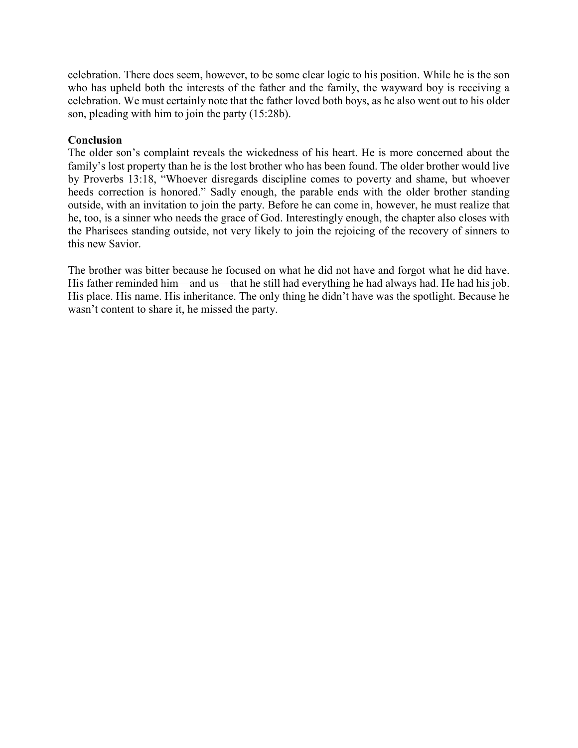celebration. There does seem, however, to be some clear logic to his position. While he is the son who has upheld both the interests of the father and the family, the wayward boy is receiving a celebration. We must certainly note that the father loved both boys, as he also went out to his older son, pleading with him to join the party (15:28b).

**Conclusion**

The older son's complaint reveals the wickedness of his heart. He is more concerned about the family's lost property than he is the lost brother who has been found. The older brother would live by Proverbs 13:18, "Whoever disregards discipline comes to poverty and shame, but whoever heeds correction is honored." Sadly enough, the parable ends with the older brother standing outside, with an invitation to join the party. Before he can come in, however, he must realize that he, too, is a sinner who needs the grace of God. Interestingly enough, the chapter also closes with the Pharisees standing outside, not very likely to join the rejoicing of the recovery of sinners to this new Savior.

The brother was bitter because he focused on what he did not have and forgot what he did have. His father reminded him—and us—that he still had everything he had always had. He had his job. His place. His name. His inheritance. The only thing he didn't have was the spotlight. Because he wasn't content to share it, he missed the party.